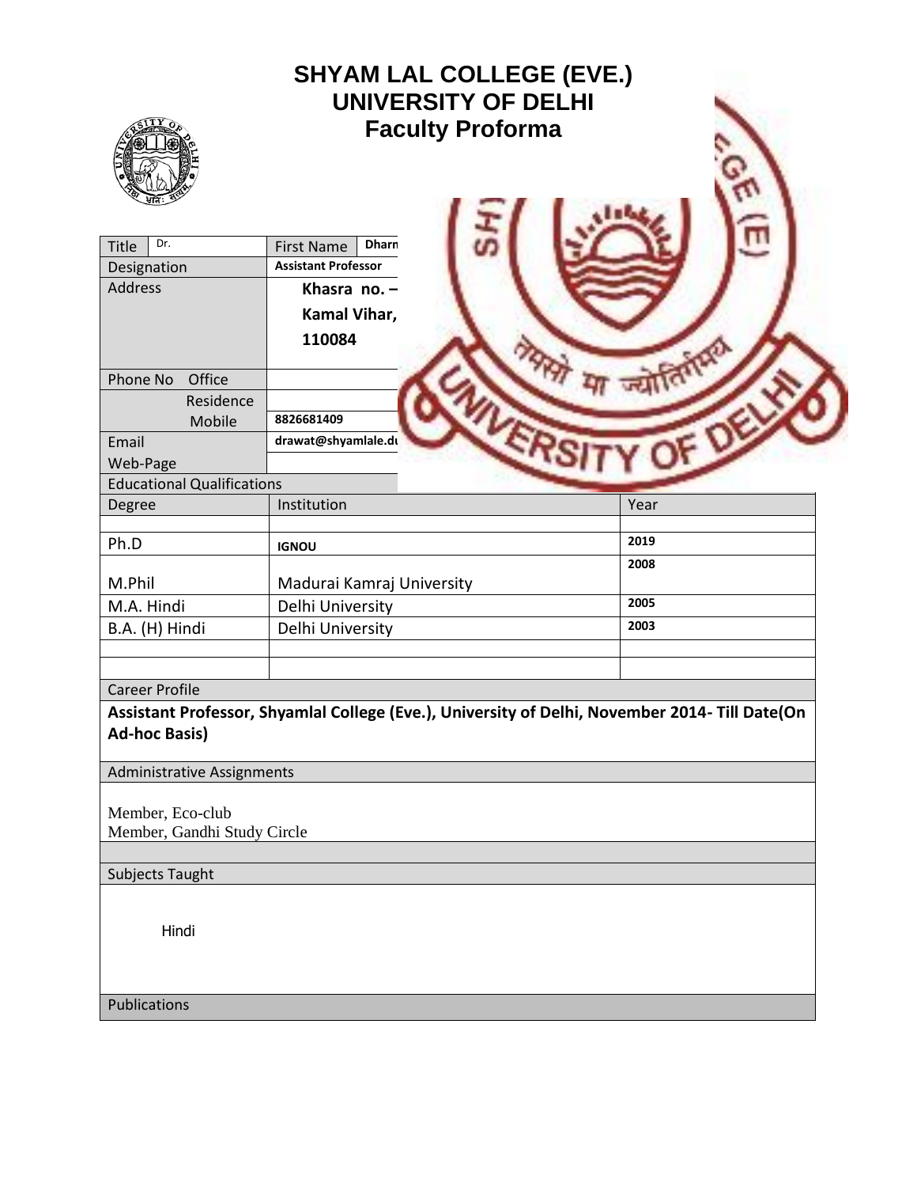# SHYAM LAL COLLEGE (EVE.)
## UNIVERSITY OF DELHI
### Faculty Proforma

| | | | |
|---|---|---|---|
| Title | Dr. | First Name | Dharn |
| Designation | | **Assistant Professor** | |
| Address | | **Khasra no. –** **Kamal Vihar,** **110084** | |
| Phone No | Office | | |
| | Residence | | |
| | Mobile | **8826681409** | |
| Email | | **drawat@shyamlale.du** | |
| Web-Page | | | |

**Educational Qualifications**

| Degree | Institution | Year |
|---|---|---|
| | | |
| Ph.D | **IGNOU** | **2019** |
| M.Phil | Madurai Kamraj University | **2008** |
| M.A. Hindi | Delhi University | **2005** |
| B.A. (H) Hindi | Delhi University | **2003** |
| | | |
| | | |

**Career Profile**

**Assistant Professor, Shyamlal College (Eve.), University of Delhi, November 2014- Till Date(On Ad-hoc Basis)**

**Administrative Assignments**

Member, Eco-club
Member, Gandhi Study Circle

**Subjects Taught**

Hindi

**Publications**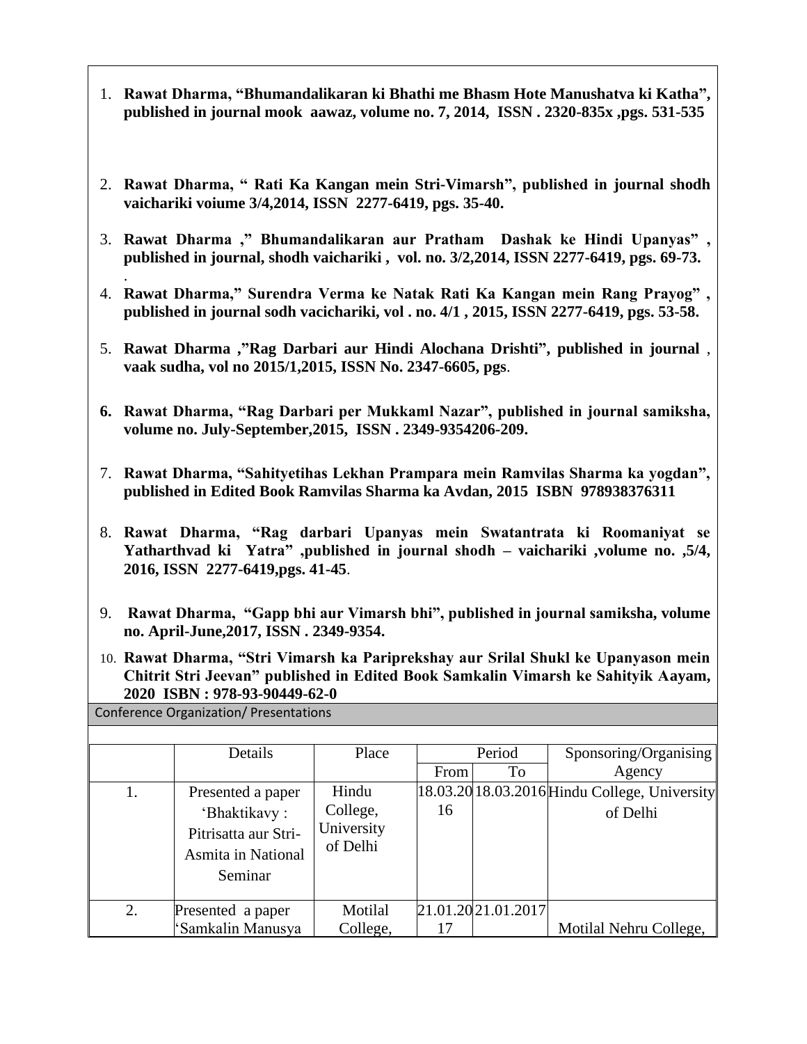1. **Rawat Dharma, "Bhumandalikaran ki Bhathi me Bhasm Hote Manushatva ki Katha", published in journal mook aawaz, volume no. 7, 2014, ISSN . 2320-835x ,pgs. 531-535**

2. **Rawat Dharma, " Rati Ka Kangan mein Stri-Vimarsh", published in journal shodh vaichariki voiume 3/4,2014, ISSN 2277-6419, pgs. 35-40.**

3. **Rawat Dharma ," Bhumandalikaran aur Pratham Dashak ke Hindi Upanyas" , published in journal, shodh vaichariki , vol. no. 3/2,2014, ISSN 2277-6419, pgs. 69-73.**

4. **Rawat Dharma," Surendra Verma ke Natak Rati Ka Kangan mein Rang Prayog" , published in journal sodh vacichariki, vol . no. 4/1 , 2015, ISSN 2277-6419, pgs. 53-58.**

5. **Rawat Dharma ,"Rag Darbari aur Hindi Alochana Drishti", published in journal** , **vaak sudha, vol no 2015/1,2015, ISSN No. 2347-6605, pgs**.

6. **Rawat Dharma, "Rag Darbari per Mukkaml Nazar", published in journal samiksha, volume no. July-September,2015, ISSN . 2349-9354206-209.**

7. **Rawat Dharma, "Sahityetihas Lekhan Prampara mein Ramvilas Sharma ka yogdan", published in Edited Book Ramvilas Sharma ka Avdan, 2015 ISBN 978938376311**

8. **Rawat Dharma, "Rag darbari Upanyas mein Swatantrata ki Roomaniyat se Yatharthvad ki Yatra" ,published in journal shodh – vaichariki ,volume no. ,5/4, 2016, ISSN 2277-6419,pgs. 41-45**.

9. **Rawat Dharma, "Gapp bhi aur Vimarsh bhi", published in journal samiksha, volume no. April-June,2017, ISSN . 2349-9354.**

10. **Rawat Dharma, "Stri Vimarsh ka Pariprekshay aur Srilal Shukl ke Upanyason mein Chitrit Stri Jeevan" published in Edited Book Samkalin Vimarsh ke Sahityik Aayam, 2020 ISBN : 978-93-90449-62-0**

Conference Organization/ Presentations

| | Details | Place | Period | | Sponsoring/Organising Agency |
|---|---|---|---|---|---|
| | | | From | To | |
| 1. | Presented a paper 'Bhaktikavy : Pitrisatta aur Stri-Asmita in National Seminar | Hindu College, University of Delhi | 18.03.2016 | 18.03.2016 | Hindu College, University of Delhi |
| 2. | Presented a paper 'Samkalin Manusya | Motilal College, | 21.01.2017 | 21.01.2017 | Motilal Nehru College, |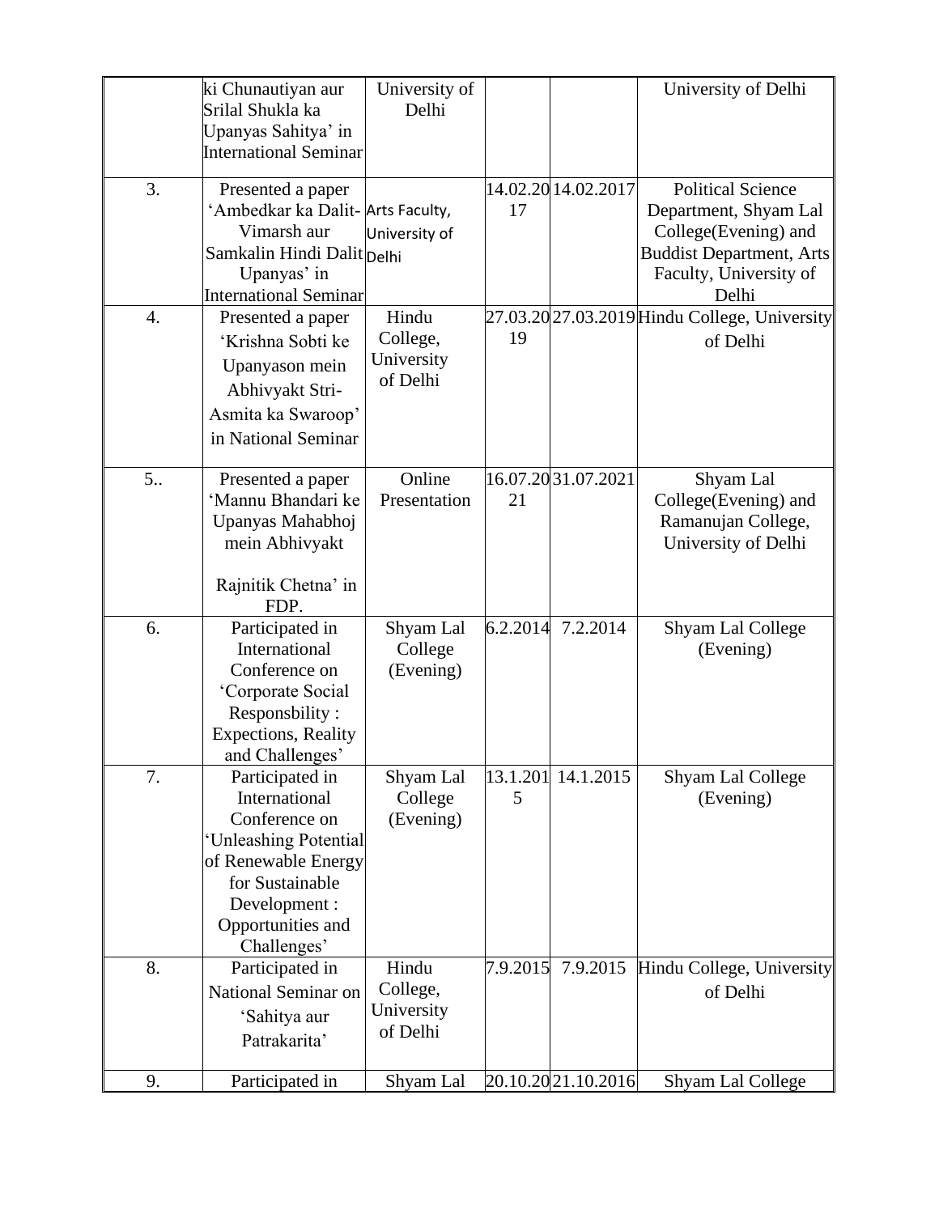|  |  |  |  |  |  |
|---|---|---|---|---|---|
|  | ki Chunautiyan aur Srilal Shukla ka Upanyas Sahitya' in International Seminar | University of Delhi |  |  | University of Delhi |
| 3. | Presented a paper 'Ambedkar ka Dalit-Vimarsh aur Samkalin Hindi Dalit Upanyas' in International Seminar | Arts Faculty, University of Delhi | 14.02.2017 | 14.02.2017 | Political Science Department, Shyam Lal College(Evening) and Buddist Department, Arts Faculty, University of Delhi |
| 4. | Presented a paper 'Krishna Sobti ke Upanyason mein Abhivyakt Stri-Asmita ka Swaroop' in National Seminar | Hindu College, University of Delhi | 27.03.2019 | 27.03.2019 | Hindu College, University of Delhi |
| 5.. | Presented a paper 'Mannu Bhandari ke Upanyas Mahabhoj mein Abhivyakt Rajnitik Chetna' in FDP. | Online Presentation | 16.07.2021 | 31.07.2021 | Shyam Lal College(Evening) and Ramanujan College, University of Delhi |
| 6. | Participated in International Conference on 'Corporate Social Responsbility : Expections, Reality and Challenges' | Shyam Lal College (Evening) | 6.2.2014 | 7.2.2014 | Shyam Lal College (Evening) |
| 7. | Participated in International Conference on 'Unleashing Potential of Renewable Energy for Sustainable Development : Opportunities and Challenges' | Shyam Lal College (Evening) | 13.1.2015 | 14.1.2015 | Shyam Lal College (Evening) |
| 8. | Participated in National Seminar on 'Sahitya aur Patrakarita' | Hindu College, University of Delhi | 7.9.2015 | 7.9.2015 | Hindu College, University of Delhi |
| 9. | Participated in | Shyam Lal | 20.10.20 | 21.10.2016 | Shyam Lal College |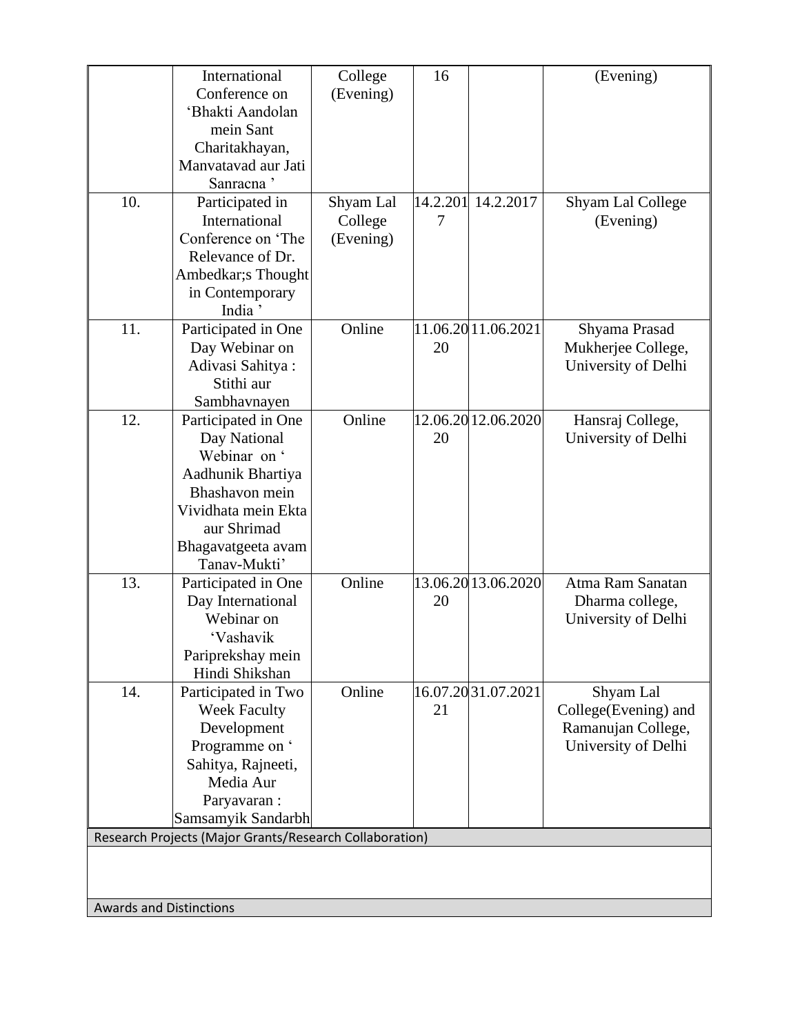| | International Conference on 'Bhakti Aandolan mein Sant Charitakhayan, Manvatavad aur Jati Sanracna ' | College (Evening) | 16 | | (Evening) |
|---|---|---|---|---|---|
| 10. | Participated in International Conference on 'The Relevance of Dr. Ambedkar;s Thought in Contemporary India ' | Shyam Lal College (Evening) | 14.2.2017 | 14.2.2017 | Shyam Lal College (Evening) |
| 11. | Participated in One Day Webinar on Adivasi Sahitya : Stithi aur Sambhavnayen | Online | 11.06.2020 | 11.06.2021 | Shyama Prasad Mukherjee College, University of Delhi |
| 12. | Participated in One Day National Webinar on ' Aadhunik Bhartiya Bhashavon mein Vividhata mein Ekta aur Shrimad Bhagavatgeeta avam Tanav-Mukti' | Online | 12.06.2020 | 12.06.2020 | Hansraj College, University of Delhi |
| 13. | Participated in One Day International Webinar on 'Vashavik Pariprekshay mein Hindi Shikshan | Online | 13.06.2020 | 13.06.2020 | Atma Ram Sanatan Dharma college, University of Delhi |
| 14. | Participated in Two Week Faculty Development Programme on ' Sahitya, Rajneeti, Media Aur Paryavaran : Samsamyik Sandarbh | Online | 16.07.2021 | 31.07.2021 | Shyam Lal College(Evening) and Ramanujan College, University of Delhi |

Research Projects (Major Grants/Research Collaboration)

Awards and Distinctions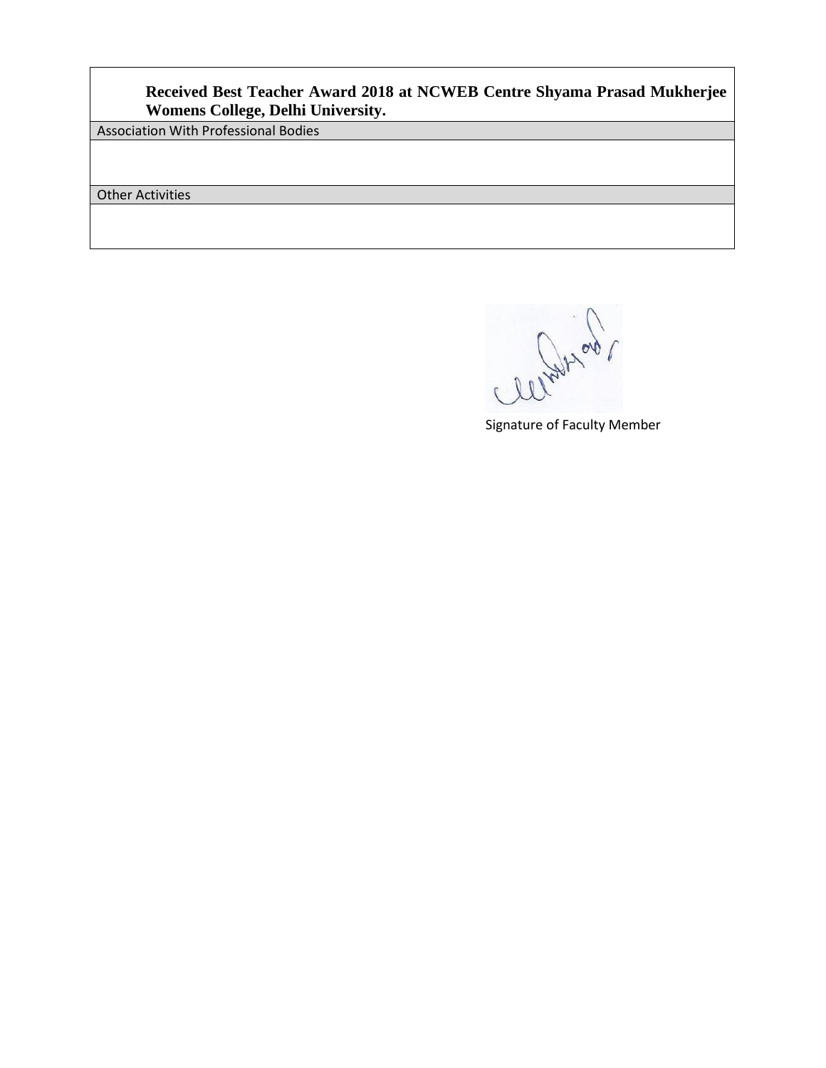**Received Best Teacher Award 2018 at NCWEB Centre Shyama Prasad Mukherjee Womens College, Delhi University.**

Association With Professional Bodies

Other Activities

Signature of Faculty Member